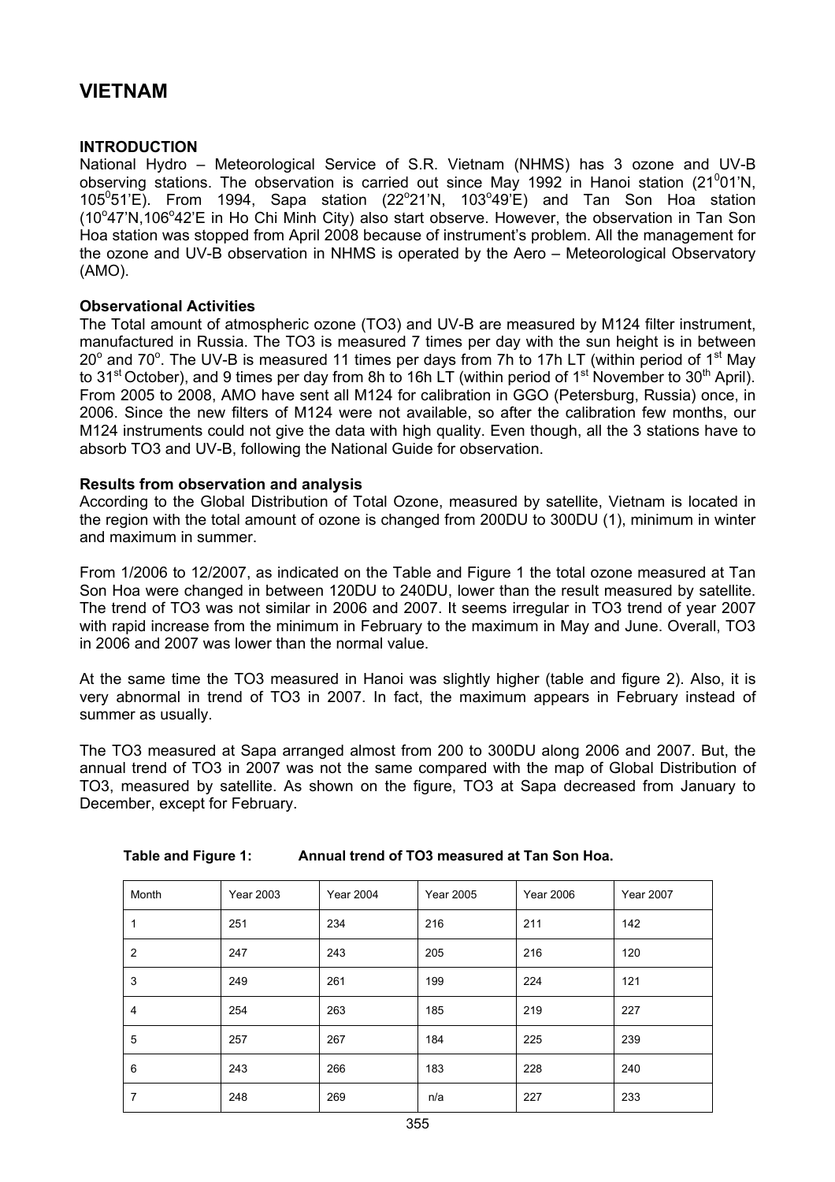# VIETNAM

## INTRODUCTION

National Hydro – Meteorological Service of S.R. Vietnam (NHMS) has 3 ozone and UV-B observing stations. The observation is carried out since May 1992 in Hanoi station (21$^0$01'N, 105$^0$51'E). From 1994, Sapa station (22$^o$21'N, 103$^o$49'E) and Tan Son Hoa station (10$^o$47'N,106$^o$42'E in Ho Chi Minh City) also start observe. However, the observation in Tan Son Hoa station was stopped from April 2008 because of instrument's problem. All the management for the ozone and UV-B observation in NHMS is operated by the Aero – Meteorological Observatory (AMO).

### Observational Activities

The Total amount of atmospheric ozone (TO3) and UV-B are measured by M124 filter instrument, manufactured in Russia. The TO3 is measured 7 times per day with the sun height is in between 20$^o$ and 70$^o$. The UV-B is measured 11 times per days from 7h to 17h LT (within period of 1$^{st}$ May to 31$^{st}$ October), and 9 times per day from 8h to 16h LT (within period of 1$^{st}$ November to 30$^{th}$ April). From 2005 to 2008, AMO have sent all M124 for calibration in GGO (Petersburg, Russia) once, in 2006. Since the new filters of M124 were not available, so after the calibration few months, our M124 instruments could not give the data with high quality. Even though, all the 3 stations have to absorb TO3 and UV-B, following the National Guide for observation.

### Results from observation and analysis

According to the Global Distribution of Total Ozone, measured by satellite, Vietnam is located in the region with the total amount of ozone is changed from 200DU to 300DU (1), minimum in winter and maximum in summer.

From 1/2006 to 12/2007, as indicated on the Table and Figure 1 the total ozone measured at Tan Son Hoa were changed in between 120DU to 240DU, lower than the result measured by satellite. The trend of TO3 was not similar in 2006 and 2007. It seems irregular in TO3 trend of year 2007 with rapid increase from the minimum in February to the maximum in May and June. Overall, TO3 in 2006 and 2007 was lower than the normal value.

At the same time the TO3 measured in Hanoi was slightly higher (table and figure 2). Also, it is very abnormal in trend of TO3 in 2007. In fact, the maximum appears in February instead of summer as usually.

The TO3 measured at Sapa arranged almost from 200 to 300DU along 2006 and 2007. But, the annual trend of TO3 in 2007 was not the same compared with the map of Global Distribution of TO3, measured by satellite. As shown on the figure, TO3 at Sapa decreased from January to December, except for February.

**Table and Figure 1: Annual trend of TO3 measured at Tan Son Hoa.**

| Month | Year 2003 | Year 2004 | Year 2005 | Year 2006 | Year 2007 |
|---|---|---|---|---|---|
| 1 | 251 | 234 | 216 | 211 | 142 |
| 2 | 247 | 243 | 205 | 216 | 120 |
| 3 | 249 | 261 | 199 | 224 | 121 |
| 4 | 254 | 263 | 185 | 219 | 227 |
| 5 | 257 | 267 | 184 | 225 | 239 |
| 6 | 243 | 266 | 183 | 228 | 240 |
| 7 | 248 | 269 | n/a | 227 | 233 |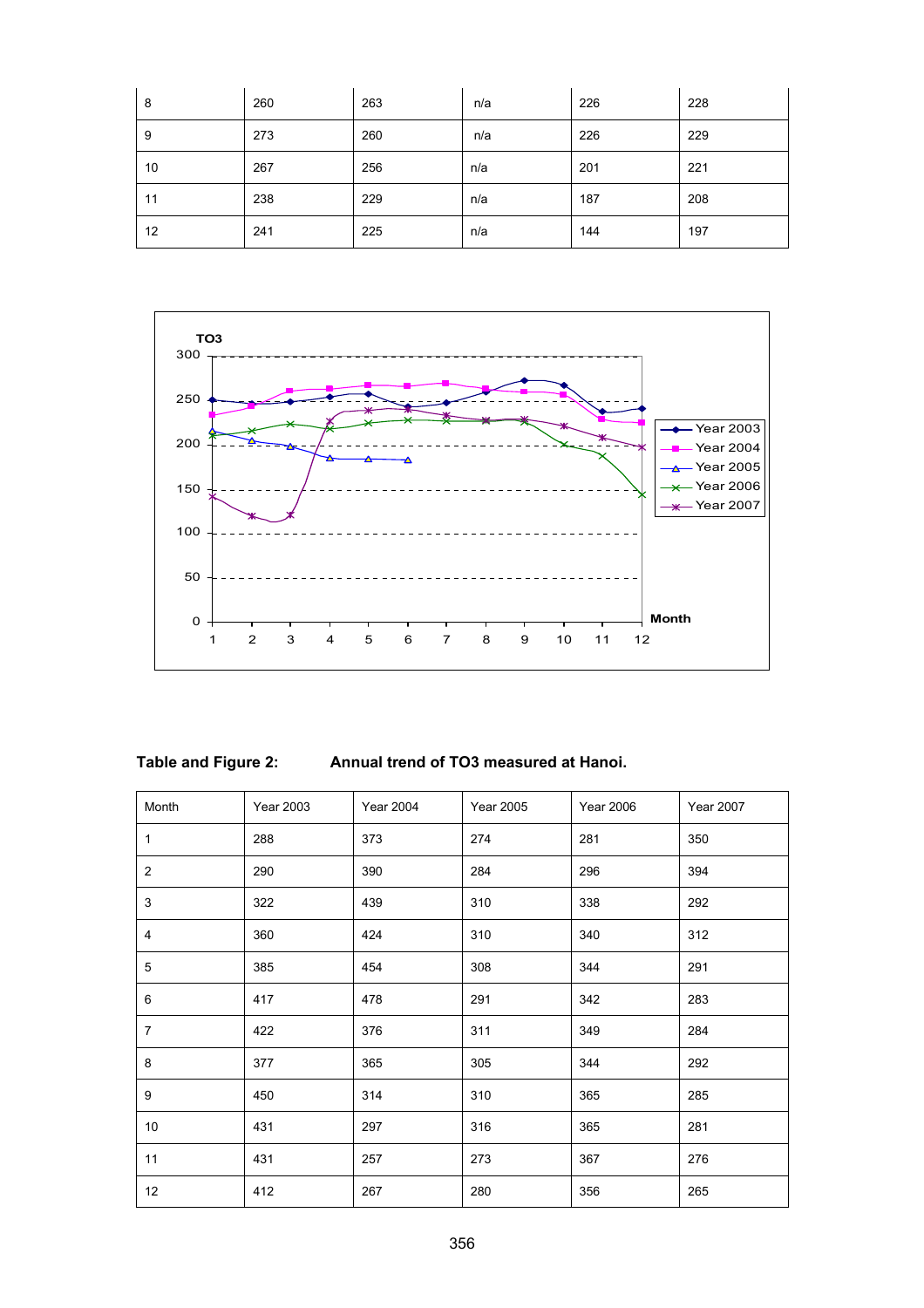| 8 | 260 | 263 | n/a | 226 | 228 |
|---|---|---|---|---|---|
| 9 | 273 | 260 | n/a | 226 | 229 |
| 10 | 267 | 256 | n/a | 201 | 221 |
| 11 | 238 | 229 | n/a | 187 | 208 |
| 12 | 241 | 225 | n/a | 144 | 197 |

**Table and Figure 2: Annual trend of TO3 measured at Hanoi.**

| Month | Year 2003 | Year 2004 | Year 2005 | Year 2006 | Year 2007 |
|---|---|---|---|---|---|
| 1 | 288 | 373 | 274 | 281 | 350 |
| 2 | 290 | 390 | 284 | 296 | 394 |
| 3 | 322 | 439 | 310 | 338 | 292 |
| 4 | 360 | 424 | 310 | 340 | 312 |
| 5 | 385 | 454 | 308 | 344 | 291 |
| 6 | 417 | 478 | 291 | 342 | 283 |
| 7 | 422 | 376 | 311 | 349 | 284 |
| 8 | 377 | 365 | 305 | 344 | 292 |
| 9 | 450 | 314 | 310 | 365 | 285 |
| 10 | 431 | 297 | 316 | 365 | 281 |
| 11 | 431 | 257 | 273 | 367 | 276 |
| 12 | 412 | 267 | 280 | 356 | 265 |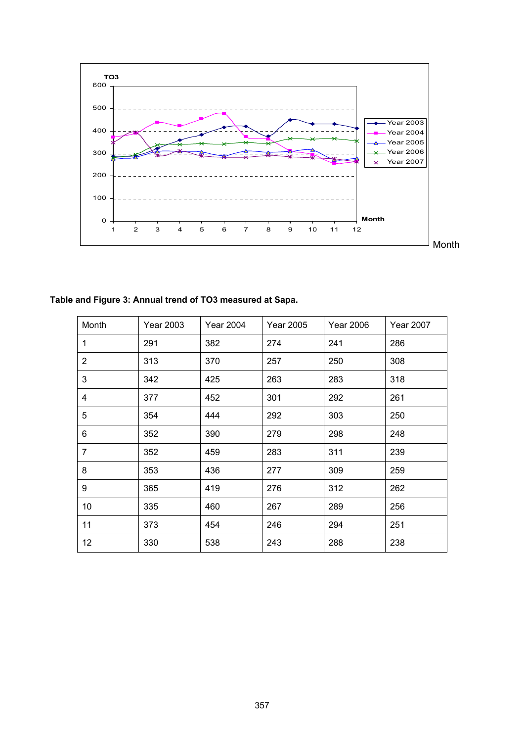Month

**Table and Figure 3: Annual trend of TO3 measured at Sapa.**

| Month | Year 2003 | Year 2004 | Year 2005 | Year 2006 | Year 2007 |
|---|---|---|---|---|---|
| 1 | 291 | 382 | 274 | 241 | 286 |
| 2 | 313 | 370 | 257 | 250 | 308 |
| 3 | 342 | 425 | 263 | 283 | 318 |
| 4 | 377 | 452 | 301 | 292 | 261 |
| 5 | 354 | 444 | 292 | 303 | 250 |
| 6 | 352 | 390 | 279 | 298 | 248 |
| 7 | 352 | 459 | 283 | 311 | 239 |
| 8 | 353 | 436 | 277 | 309 | 259 |
| 9 | 365 | 419 | 276 | 312 | 262 |
| 10 | 335 | 460 | 267 | 289 | 256 |
| 11 | 373 | 454 | 246 | 294 | 251 |
| 12 | 330 | 538 | 243 | 288 | 238 |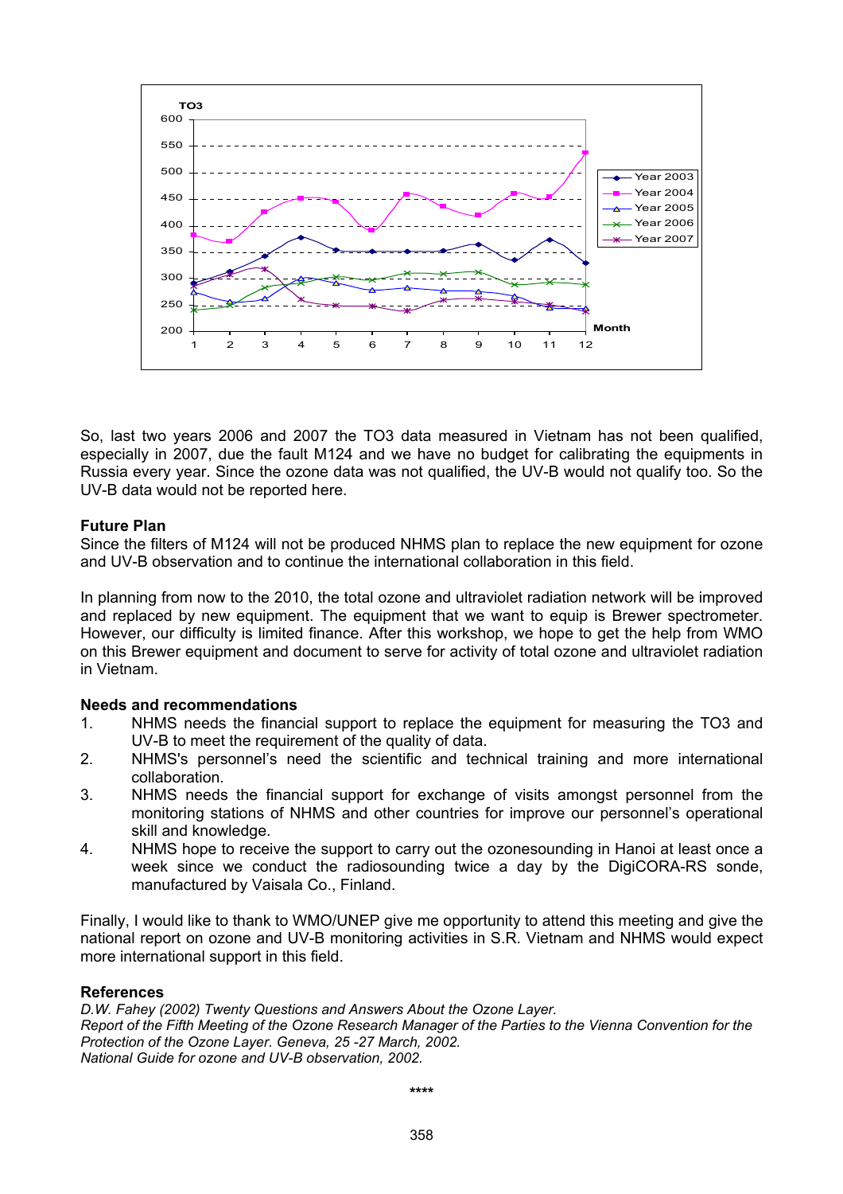TO3

600
550
500
450
400
350
300
250
200

1 2 3 4 5 6 7 8 9 10 11 12

Month

Year 2003
Year 2004
Year 2005
Year 2006
Year 2007

So, last two years 2006 and 2007 the TO3 data measured in Vietnam has not been qualified, especially in 2007, due the fault M124 and we have no budget for calibrating the equipments in Russia every year. Since the ozone data was not qualified, the UV-B would not qualify too. So the UV-B data would not be reported here.

**Future Plan**

Since the filters of M124 will not be produced NHMS plan to replace the new equipment for ozone and UV-B observation and to continue the international collaboration in this field.

In planning from now to the 2010, the total ozone and ultraviolet radiation network will be improved and replaced by new equipment. The equipment that we want to equip is Brewer spectrometer. However, our difficulty is limited finance. After this workshop, we hope to get the help from WMO on this Brewer equipment and document to serve for activity of total ozone and ultraviolet radiation in Vietnam.

**Needs and recommendations**

1. NHMS needs the financial support to replace the equipment for measuring the TO3 and UV-B to meet the requirement of the quality of data.
2. NHMS's personnel's need the scientific and technical training and more international collaboration.
3. NHMS needs the financial support for exchange of visits amongst personnel from the monitoring stations of NHMS and other countries for improve our personnel's operational skill and knowledge.
4. NHMS hope to receive the support to carry out the ozonesounding in Hanoi at least once a week since we conduct the radiosounding twice a day by the DigiCORA-RS sonde, manufactured by Vaisala Co., Finland.

Finally, I would like to thank to WMO/UNEP give me opportunity to attend this meeting and give the national report on ozone and UV-B monitoring activities in S.R. Vietnam and NHMS would expect more international support in this field.

**References**

*D.W. Fahey (2002) Twenty Questions and Answers About the Ozone Layer.*
*Report of the Fifth Meeting of the Ozone Research Manager of the Parties to the Vienna Convention for the Protection of the Ozone Layer. Geneva, 25 -27 March, 2002.*
*National Guide for ozone and UV-B observation, 2002.*

****